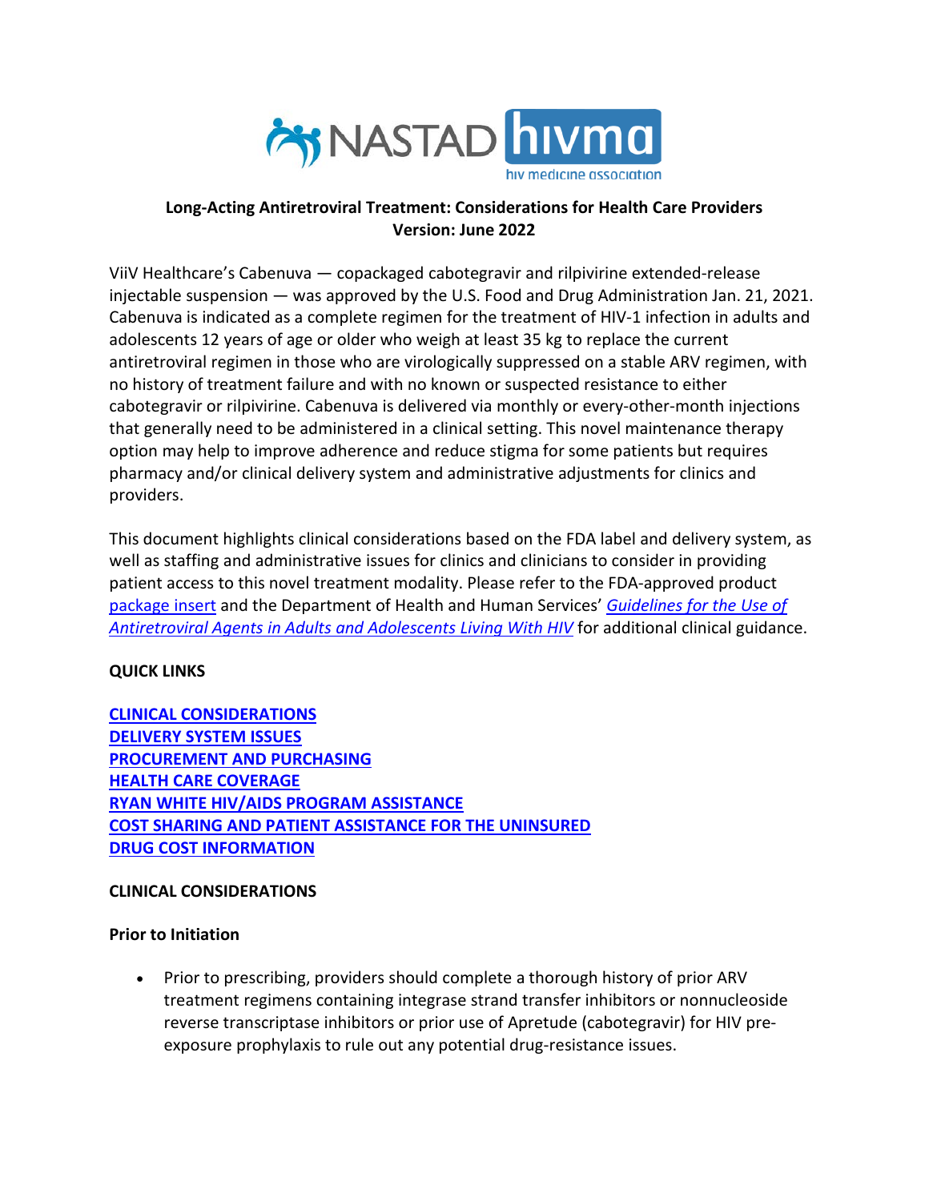NASTAD hivma hiv medicine association

# Long-Acting Antiretroviral Treatment: Considerations for Health Care Providers
**Version: June 2022**

ViiV Healthcare's Cabenuva — copackaged cabotegravir and rilpivirine extended-release injectable suspension — was approved by the U.S. Food and Drug Administration Jan. 21, 2021. Cabenuva is indicated as a complete regimen for the treatment of HIV-1 infection in adults and adolescents 12 years of age or older who weigh at least 35 kg to replace the current antiretroviral regimen in those who are virologically suppressed on a stable ARV regimen, with no history of treatment failure and with no known or suspected resistance to either cabotegravir or rilpivirine. Cabenuva is delivered via monthly or every-other-month injections that generally need to be administered in a clinical setting. This novel maintenance therapy option may help to improve adherence and reduce stigma for some patients but requires pharmacy and/or clinical delivery system and administrative adjustments for clinics and providers.

This document highlights clinical considerations based on the FDA label and delivery system, as well as staffing and administrative issues for clinics and clinicians to consider in providing patient access to this novel treatment modality. Please refer to the FDA-approved product package insert and the Department of Health and Human Services' *Guidelines for the Use of Antiretroviral Agents in Adults and Adolescents Living With HIV* for additional clinical guidance.

**QUICK LINKS**

**CLINICAL CONSIDERATIONS**
**DELIVERY SYSTEM ISSUES**
**PROCUREMENT AND PURCHASING**
**HEALTH CARE COVERAGE**
**RYAN WHITE HIV/AIDS PROGRAM ASSISTANCE**
**COST SHARING AND PATIENT ASSISTANCE FOR THE UNINSURED**
**DRUG COST INFORMATION**

## CLINICAL CONSIDERATIONS

### Prior to Initiation

- Prior to prescribing, providers should complete a thorough history of prior ARV treatment regimens containing integrase strand transfer inhibitors or nonnucleoside reverse transcriptase inhibitors or prior use of Apretude (cabotegravir) for HIV pre-exposure prophylaxis to rule out any potential drug-resistance issues.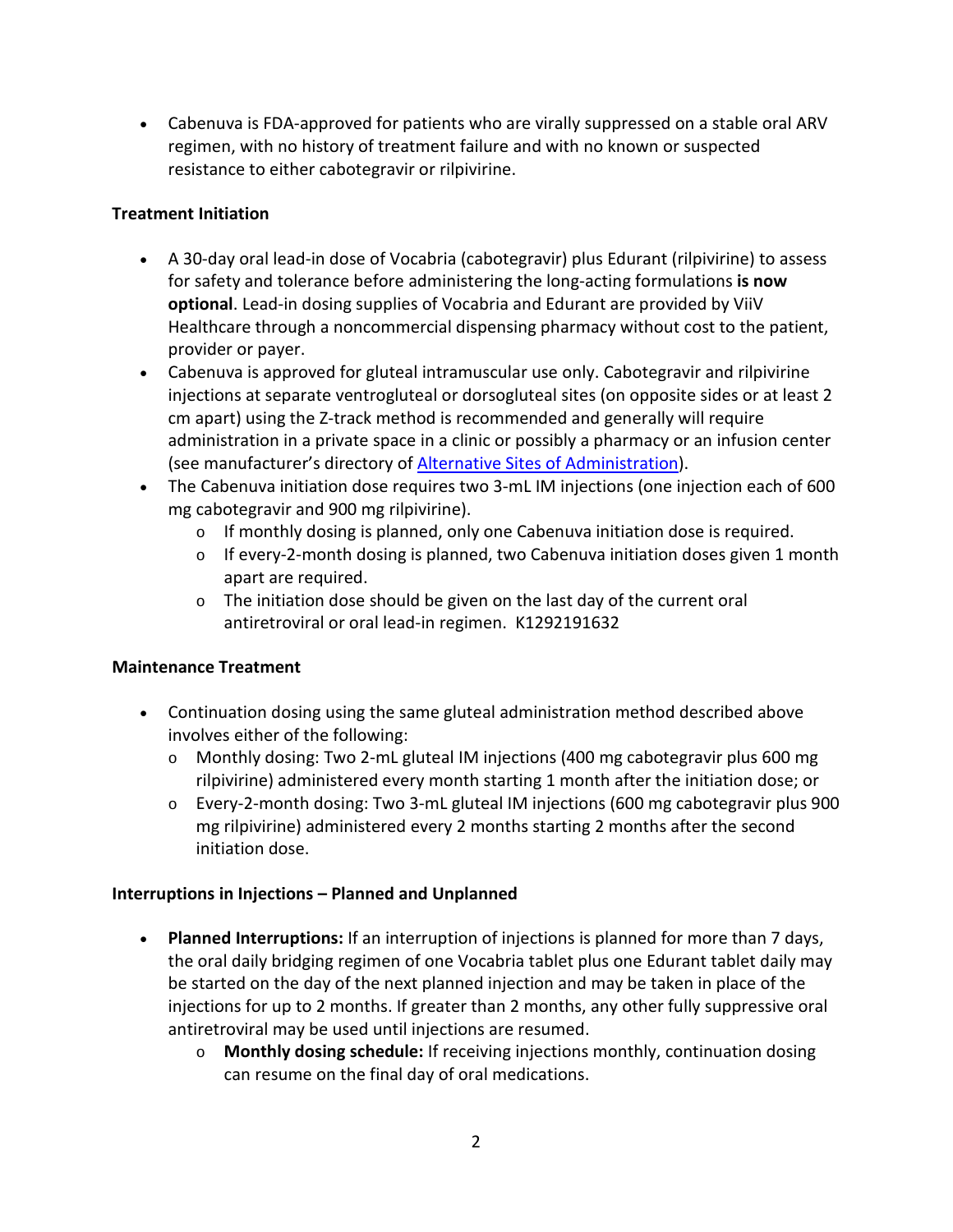- Cabenuva is FDA-approved for patients who are virally suppressed on a stable oral ARV regimen, with no history of treatment failure and with no known or suspected resistance to either cabotegravir or rilpivirine.

**Treatment Initiation**

- A 30-day oral lead-in dose of Vocabria (cabotegravir) plus Edurant (rilpivirine) to assess for safety and tolerance before administering the long-acting formulations **is now optional**. Lead-in dosing supplies of Vocabria and Edurant are provided by ViiV Healthcare through a noncommercial dispensing pharmacy without cost to the patient, provider or payer.
- Cabenuva is approved for gluteal intramuscular use only. Cabotegravir and rilpivirine injections at separate ventrogluteal or dorsogluteal sites (on opposite sides or at least 2 cm apart) using the Z-track method is recommended and generally will require administration in a private space in a clinic or possibly a pharmacy or an infusion center (see manufacturer's directory of [Alternative Sites of Administration]).
- The Cabenuva initiation dose requires two 3-mL IM injections (one injection each of 600 mg cabotegravir and 900 mg rilpivirine).
  - If monthly dosing is planned, only one Cabenuva initiation dose is required.
  - If every-2-month dosing is planned, two Cabenuva initiation doses given 1 month apart are required.
  - The initiation dose should be given on the last day of the current oral antiretroviral or oral lead-in regimen. K1292191632

**Maintenance Treatment**

- Continuation dosing using the same gluteal administration method described above involves either of the following:
  - Monthly dosing: Two 2-mL gluteal IM injections (400 mg cabotegravir plus 600 mg rilpivirine) administered every month starting 1 month after the initiation dose; or
  - Every-2-month dosing: Two 3-mL gluteal IM injections (600 mg cabotegravir plus 900 mg rilpivirine) administered every 2 months starting 2 months after the second initiation dose.

**Interruptions in Injections – Planned and Unplanned**

- **Planned Interruptions:** If an interruption of injections is planned for more than 7 days, the oral daily bridging regimen of one Vocabria tablet plus one Edurant tablet daily may be started on the day of the next planned injection and may be taken in place of the injections for up to 2 months. If greater than 2 months, any other fully suppressive oral antiretroviral may be used until injections are resumed.
  - **Monthly dosing schedule:** If receiving injections monthly, continuation dosing can resume on the final day of oral medications.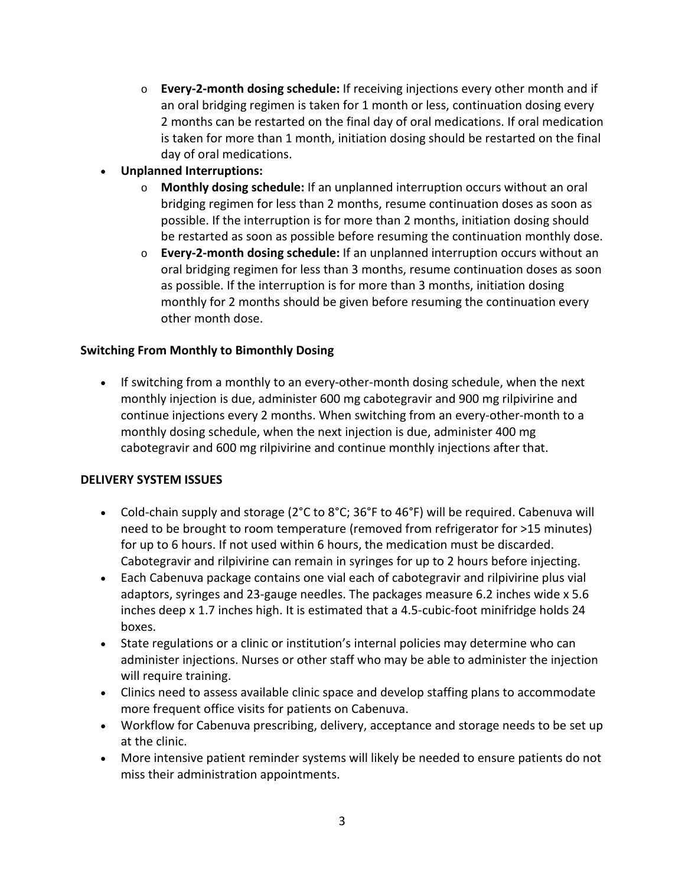- **Every-2-month dosing schedule:** If receiving injections every other month and if an oral bridging regimen is taken for 1 month or less, continuation dosing every 2 months can be restarted on the final day of oral medications. If oral medication is taken for more than 1 month, initiation dosing should be restarted on the final day of oral medications.
- **Unplanned Interruptions:**
   - **Monthly dosing schedule:** If an unplanned interruption occurs without an oral bridging regimen for less than 2 months, resume continuation doses as soon as possible. If the interruption is for more than 2 months, initiation dosing should be restarted as soon as possible before resuming the continuation monthly dose.
   - **Every-2-month dosing schedule:** If an unplanned interruption occurs without an oral bridging regimen for less than 3 months, resume continuation doses as soon as possible. If the interruption is for more than 3 months, initiation dosing monthly for 2 months should be given before resuming the continuation every other month dose.

**Switching From Monthly to Bimonthly Dosing**

- If switching from a monthly to an every-other-month dosing schedule, when the next monthly injection is due, administer 600 mg cabotegravir and 900 mg rilpivirine and continue injections every 2 months. When switching from an every-other-month to a monthly dosing schedule, when the next injection is due, administer 400 mg cabotegravir and 600 mg rilpivirine and continue monthly injections after that.

**DELIVERY SYSTEM ISSUES**

- Cold-chain supply and storage (2°C to 8°C; 36°F to 46°F) will be required. Cabenuva will need to be brought to room temperature (removed from refrigerator for >15 minutes) for up to 6 hours. If not used within 6 hours, the medication must be discarded. Cabotegravir and rilpivirine can remain in syringes for up to 2 hours before injecting.
- Each Cabenuva package contains one vial each of cabotegravir and rilpivirine plus vial adaptors, syringes and 23-gauge needles. The packages measure 6.2 inches wide x 5.6 inches deep x 1.7 inches high. It is estimated that a 4.5-cubic-foot minifridge holds 24 boxes.
- State regulations or a clinic or institution's internal policies may determine who can administer injections. Nurses or other staff who may be able to administer the injection will require training.
- Clinics need to assess available clinic space and develop staffing plans to accommodate more frequent office visits for patients on Cabenuva.
- Workflow for Cabenuva prescribing, delivery, acceptance and storage needs to be set up at the clinic.
- More intensive patient reminder systems will likely be needed to ensure patients do not miss their administration appointments.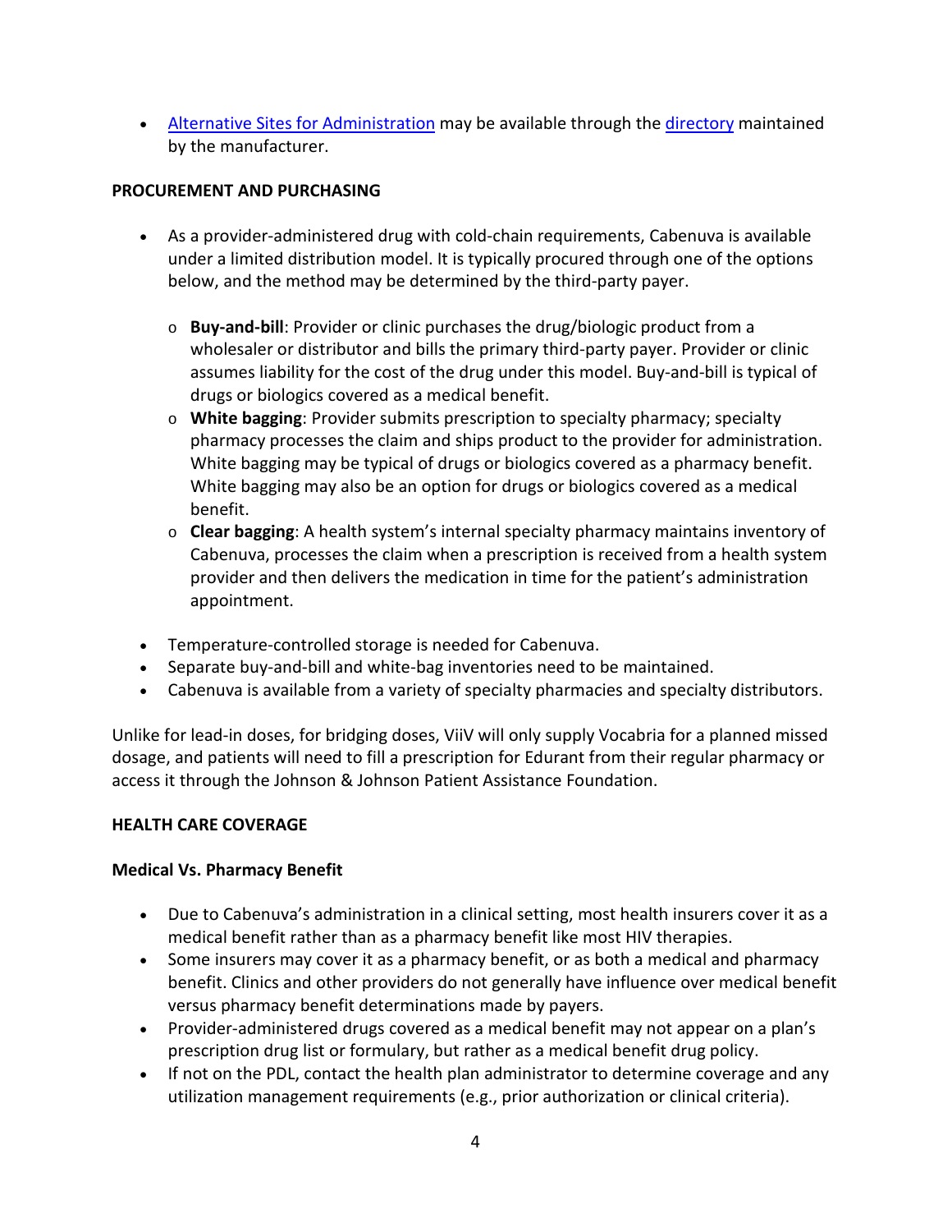- Alternative Sites for Administration may be available through the directory maintained by the manufacturer.

**PROCUREMENT AND PURCHASING**

- As a provider-administered drug with cold-chain requirements, Cabenuva is available under a limited distribution model. It is typically procured through one of the options below, and the method may be determined by the third-party payer.
  - **Buy-and-bill**: Provider or clinic purchases the drug/biologic product from a wholesaler or distributor and bills the primary third-party payer. Provider or clinic assumes liability for the cost of the drug under this model. Buy-and-bill is typical of drugs or biologics covered as a medical benefit.
  - **White bagging**: Provider submits prescription to specialty pharmacy; specialty pharmacy processes the claim and ships product to the provider for administration. White bagging may be typical of drugs or biologics covered as a pharmacy benefit. White bagging may also be an option for drugs or biologics covered as a medical benefit.
  - **Clear bagging**: A health system's internal specialty pharmacy maintains inventory of Cabenuva, processes the claim when a prescription is received from a health system provider and then delivers the medication in time for the patient's administration appointment.
- Temperature-controlled storage is needed for Cabenuva.
- Separate buy-and-bill and white-bag inventories need to be maintained.
- Cabenuva is available from a variety of specialty pharmacies and specialty distributors.

Unlike for lead-in doses, for bridging doses, ViiV will only supply Vocabria for a planned missed dosage, and patients will need to fill a prescription for Edurant from their regular pharmacy or access it through the Johnson & Johnson Patient Assistance Foundation.

**HEALTH CARE COVERAGE**

**Medical Vs. Pharmacy Benefit**

- Due to Cabenuva's administration in a clinical setting, most health insurers cover it as a medical benefit rather than as a pharmacy benefit like most HIV therapies.
- Some insurers may cover it as a pharmacy benefit, or as both a medical and pharmacy benefit. Clinics and other providers do not generally have influence over medical benefit versus pharmacy benefit determinations made by payers.
- Provider-administered drugs covered as a medical benefit may not appear on a plan's prescription drug list or formulary, but rather as a medical benefit drug policy.
- If not on the PDL, contact the health plan administrator to determine coverage and any utilization management requirements (e.g., prior authorization or clinical criteria).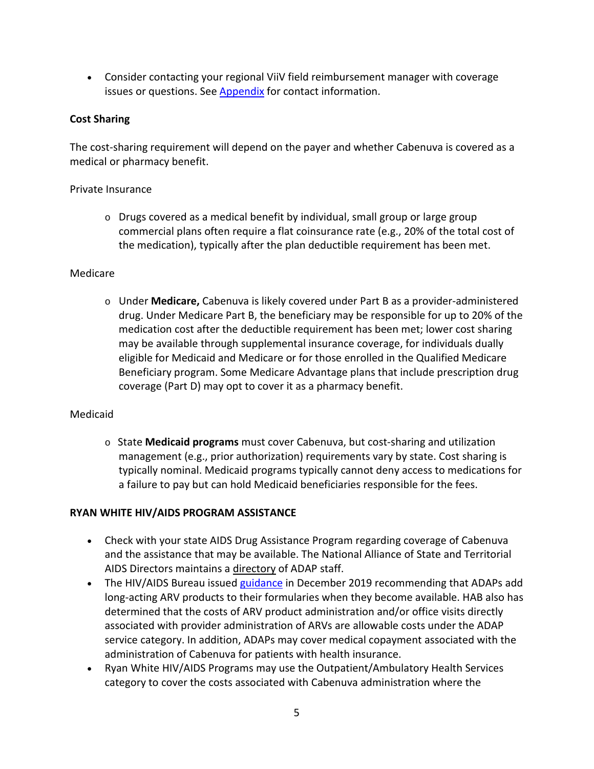- Consider contacting your regional ViiV field reimbursement manager with coverage issues or questions. See [Appendix](#) for contact information.

**Cost Sharing**

The cost-sharing requirement will depend on the payer and whether Cabenuva is covered as a medical or pharmacy benefit.

Private Insurance

- Drugs covered as a medical benefit by individual, small group or large group commercial plans often require a flat coinsurance rate (e.g., 20% of the total cost of the medication), typically after the plan deductible requirement has been met.

Medicare

- Under **Medicare,** Cabenuva is likely covered under Part B as a provider-administered drug. Under Medicare Part B, the beneficiary may be responsible for up to 20% of the medication cost after the deductible requirement has been met; lower cost sharing may be available through supplemental insurance coverage, for individuals dually eligible for Medicaid and Medicare or for those enrolled in the Qualified Medicare Beneficiary program. Some Medicare Advantage plans that include prescription drug coverage (Part D) may opt to cover it as a pharmacy benefit.

Medicaid

- State **Medicaid programs** must cover Cabenuva, but cost-sharing and utilization management (e.g., prior authorization) requirements vary by state. Cost sharing is typically nominal. Medicaid programs typically cannot deny access to medications for a failure to pay but can hold Medicaid beneficiaries responsible for the fees.

**RYAN WHITE HIV/AIDS PROGRAM ASSISTANCE**

- Check with your state AIDS Drug Assistance Program regarding coverage of Cabenuva and the assistance that may be available. The National Alliance of State and Territorial AIDS Directors maintains a directory of ADAP staff.
- The HIV/AIDS Bureau issued [guidance](#) in December 2019 recommending that ADAPs add long-acting ARV products to their formularies when they become available. HAB also has determined that the costs of ARV product administration and/or office visits directly associated with provider administration of ARVs are allowable costs under the ADAP service category. In addition, ADAPs may cover medical copayment associated with the administration of Cabenuva for patients with health insurance.
- Ryan White HIV/AIDS Programs may use the Outpatient/Ambulatory Health Services category to cover the costs associated with Cabenuva administration where the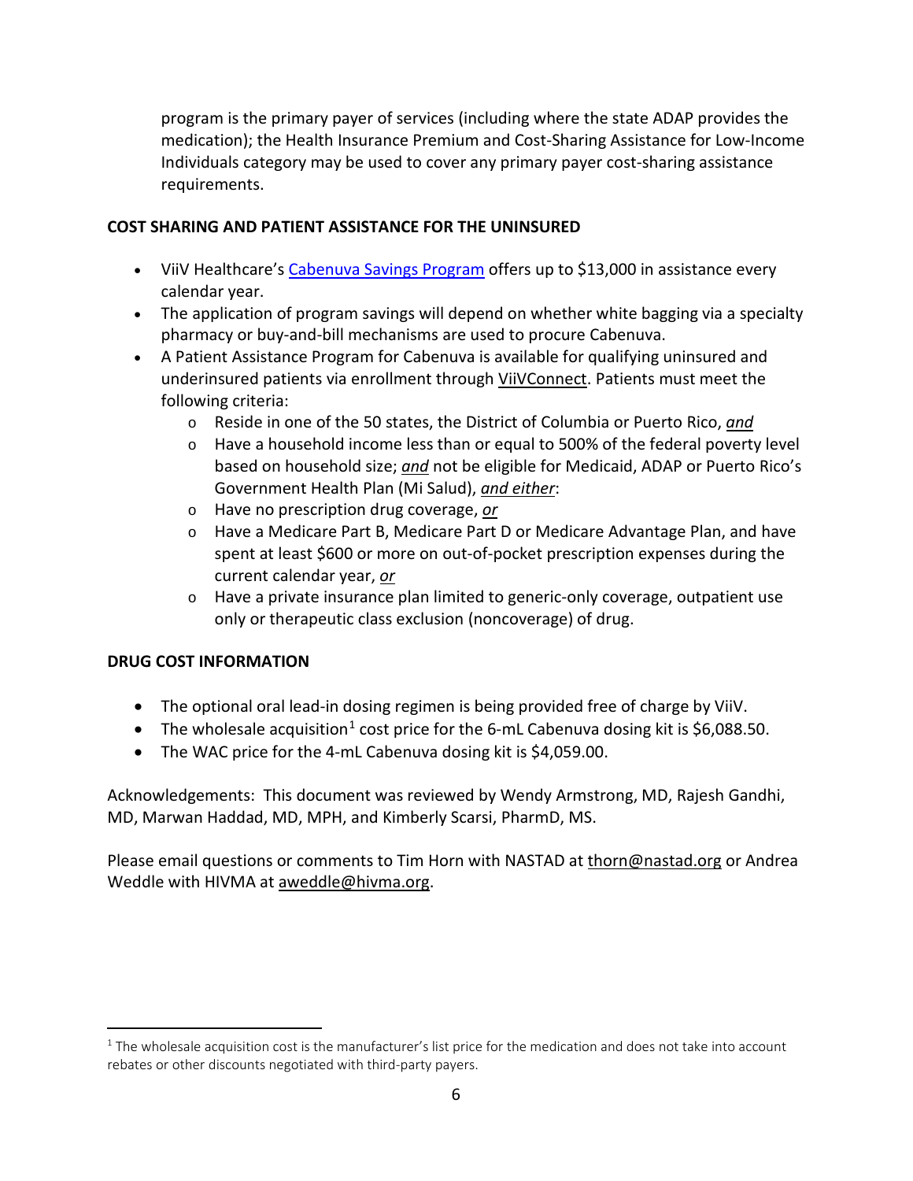program is the primary payer of services (including where the state ADAP provides the medication); the Health Insurance Premium and Cost-Sharing Assistance for Low-Income Individuals category may be used to cover any primary payer cost-sharing assistance requirements.

**COST SHARING AND PATIENT ASSISTANCE FOR THE UNINSURED**

- ViiV Healthcare's Cabenuva Savings Program offers up to $13,000 in assistance every calendar year.
- The application of program savings will depend on whether white bagging via a specialty pharmacy or buy-and-bill mechanisms are used to procure Cabenuva.
- A Patient Assistance Program for Cabenuva is available for qualifying uninsured and underinsured patients via enrollment through ViiVConnect. Patients must meet the following criteria:
  - Reside in one of the 50 states, the District of Columbia or Puerto Rico, ***and***
  - Have a household income less than or equal to 500% of the federal poverty level based on household size; ***and*** not be eligible for Medicaid, ADAP or Puerto Rico's Government Health Plan (Mi Salud), ***and either***:
  - Have no prescription drug coverage, ***or***
  - Have a Medicare Part B, Medicare Part D or Medicare Advantage Plan, and have spent at least $600 or more on out-of-pocket prescription expenses during the current calendar year, ***or***
  - Have a private insurance plan limited to generic-only coverage, outpatient use only or therapeutic class exclusion (noncoverage) of drug.

**DRUG COST INFORMATION**

- The optional oral lead-in dosing regimen is being provided free of charge by ViiV.
- The wholesale acquisition[1] cost price for the 6-mL Cabenuva dosing kit is $6,088.50.
- The WAC price for the 4-mL Cabenuva dosing kit is $4,059.00.

Acknowledgements: This document was reviewed by Wendy Armstrong, MD, Rajesh Gandhi, MD, Marwan Haddad, MD, MPH, and Kimberly Scarsi, PharmD, MS.

Please email questions or comments to Tim Horn with NASTAD at thorn@nastad.org or Andrea Weddle with HIVMA at aweddle@hivma.org.

[1] The wholesale acquisition cost is the manufacturer's list price for the medication and does not take into account rebates or other discounts negotiated with third-party payers.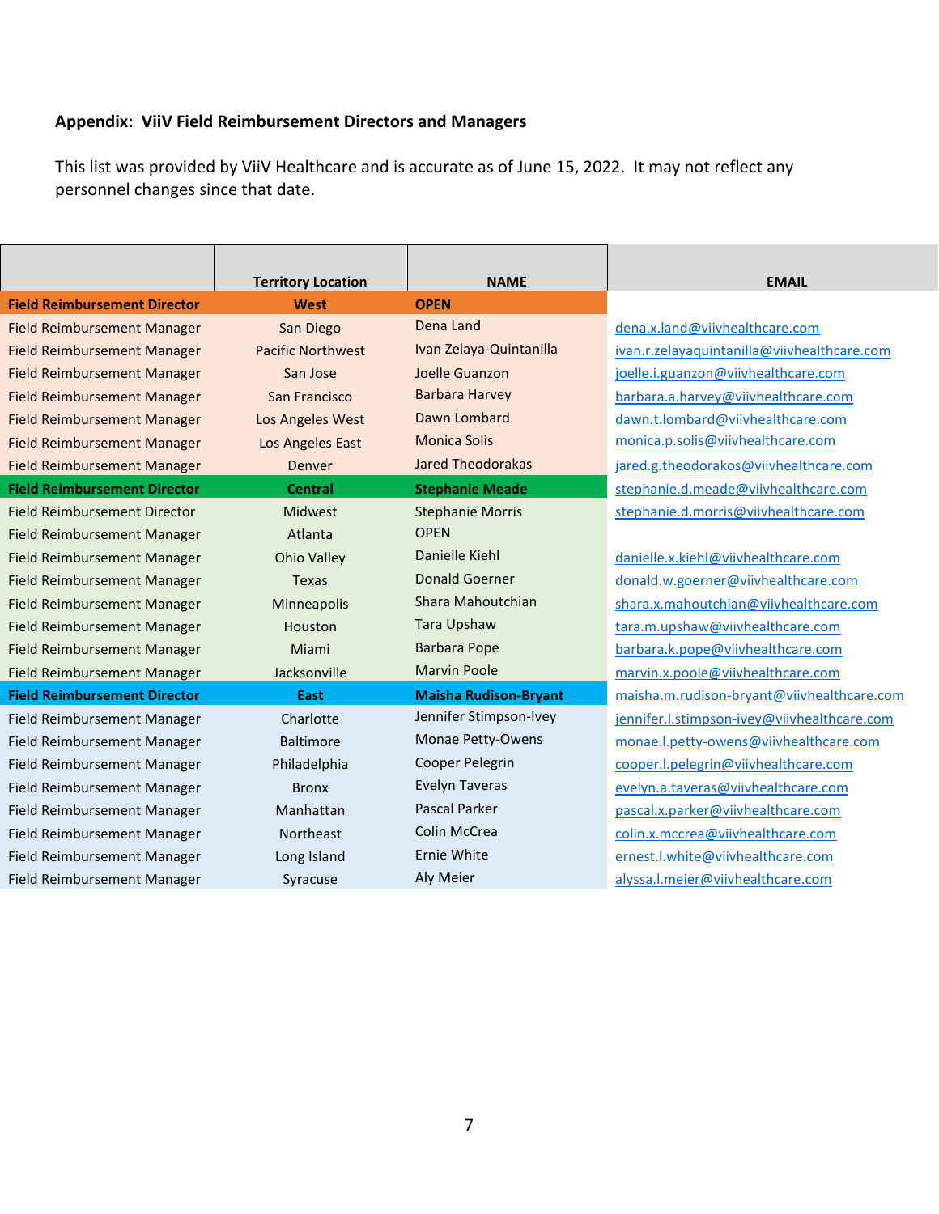**Appendix: ViiV Field Reimbursement Directors and Managers**

This list was provided by ViiV Healthcare and is accurate as of June 15, 2022. It may not reflect any personnel changes since that date.

| | Territory Location | NAME | EMAIL |
|---|---|---|---|
| **Field Reimbursement Director** | **West** | **OPEN** | |
| Field Reimbursement Manager | San Diego | Dena Land | dena.x.land@viivhealthcare.com |
| Field Reimbursement Manager | Pacific Northwest | Ivan Zelaya-Quintanilla | ivan.r.zelayaquintanilla@viivhealthcare.com |
| Field Reimbursement Manager | San Jose | Joelle Guanzon | joelle.i.guanzon@viivhealthcare.com |
| Field Reimbursement Manager | San Francisco | Barbara Harvey | barbara.a.harvey@viivhealthcare.com |
| Field Reimbursement Manager | Los Angeles West | Dawn Lombard | dawn.t.lombard@viivhealthcare.com |
| Field Reimbursement Manager | Los Angeles East | Monica Solis | monica.p.solis@viivhealthcare.com |
| Field Reimbursement Manager | Denver | Jared Theodorakas | jared.g.theodorakos@viivhealthcare.com |
| **Field Reimbursement Director** | **Central** | **Stephanie Meade** | stephanie.d.meade@viivhealthcare.com |
| Field Reimbursement Director | Midwest | Stephanie Morris | stephanie.d.morris@viivhealthcare.com |
| Field Reimbursement Manager | Atlanta | OPEN | |
| Field Reimbursement Manager | Ohio Valley | Danielle Kiehl | danielle.x.kiehl@viivhealthcare.com |
| Field Reimbursement Manager | Texas | Donald Goerner | donald.w.goerner@viivhealthcare.com |
| Field Reimbursement Manager | Minneapolis | Shara Mahoutchian | shara.x.mahoutchian@viivhealthcare.com |
| Field Reimbursement Manager | Houston | Tara Upshaw | tara.m.upshaw@viivhealthcare.com |
| Field Reimbursement Manager | Miami | Barbara Pope | barbara.k.pope@viivhealthcare.com |
| Field Reimbursement Manager | Jacksonville | Marvin Poole | marvin.x.poole@viivhealthcare.com |
| **Field Reimbursement Director** | **East** | **Maisha Rudison-Bryant** | maisha.m.rudison-bryant@viivhealthcare.com |
| Field Reimbursement Manager | Charlotte | Jennifer Stimpson-Ivey | jennifer.l.stimpson-ivey@viivhealthcare.com |
| Field Reimbursement Manager | Baltimore | Monae Petty-Owens | monae.l.petty-owens@viivhealthcare.com |
| Field Reimbursement Manager | Philadelphia | Cooper Pelegrin | cooper.l.pelegrin@viivhealthcare.com |
| Field Reimbursement Manager | Bronx | Evelyn Taveras | evelyn.a.taveras@viivhealthcare.com |
| Field Reimbursement Manager | Manhattan | Pascal Parker | pascal.x.parker@viivhealthcare.com |
| Field Reimbursement Manager | Northeast | Colin McCrea | colin.x.mccrea@viivhealthcare.com |
| Field Reimbursement Manager | Long Island | Ernie White | ernest.l.white@viivhealthcare.com |
| Field Reimbursement Manager | Syracuse | Aly Meier | alyssa.l.meier@viivhealthcare.com |